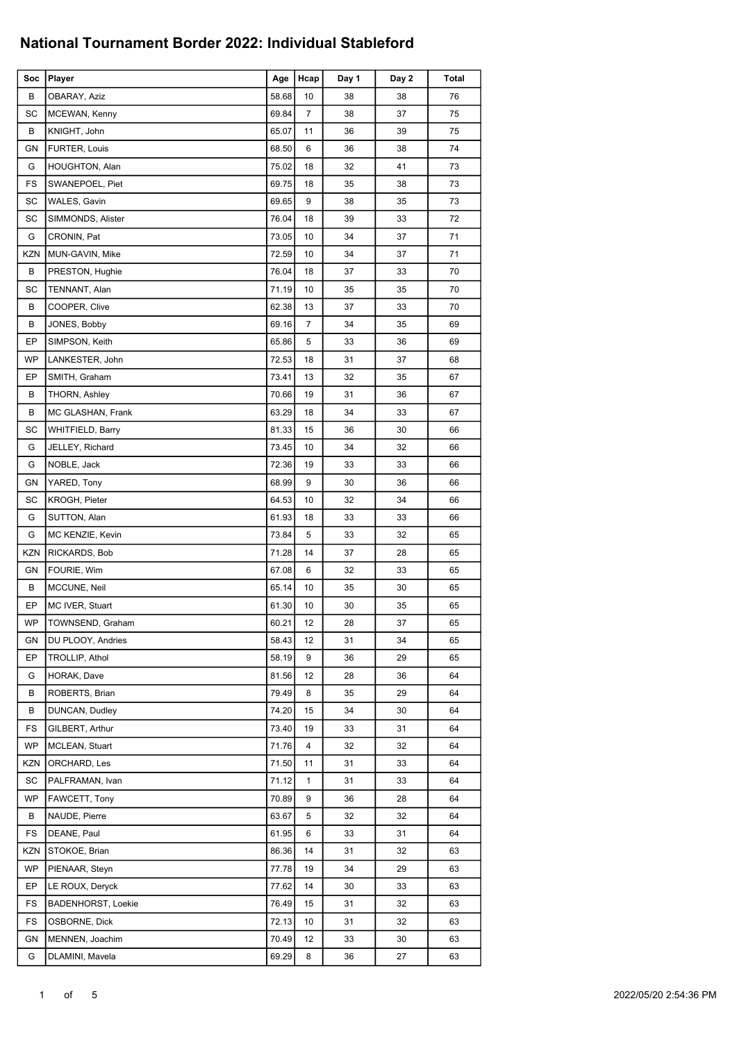# National Tournament Border 2022: Individual Stableford

| Soc | Player | Age | Hcap | Day 1 | Day 2 | Total |
|---|---|---|---|---|---|---|
| B | OBARAY, Aziz | 58.68 | 10 | 38 | 38 | 76 |
| SC | MCEWAN, Kenny | 69.84 | 7 | 38 | 37 | 75 |
| B | KNIGHT, John | 65.07 | 11 | 36 | 39 | 75 |
| GN | FURTER, Louis | 68.50 | 6 | 36 | 38 | 74 |
| G | HOUGHTON, Alan | 75.02 | 18 | 32 | 41 | 73 |
| FS | SWANEPOEL, Piet | 69.75 | 18 | 35 | 38 | 73 |
| SC | WALES, Gavin | 69.65 | 9 | 38 | 35 | 73 |
| SC | SIMMONDS, Alister | 76.04 | 18 | 39 | 33 | 72 |
| G | CRONIN, Pat | 73.05 | 10 | 34 | 37 | 71 |
| KZN | MUN-GAVIN, Mike | 72.59 | 10 | 34 | 37 | 71 |
| B | PRESTON, Hughie | 76.04 | 18 | 37 | 33 | 70 |
| SC | TENNANT, Alan | 71.19 | 10 | 35 | 35 | 70 |
| B | COOPER, Clive | 62.38 | 13 | 37 | 33 | 70 |
| B | JONES, Bobby | 69.16 | 7 | 34 | 35 | 69 |
| EP | SIMPSON, Keith | 65.86 | 5 | 33 | 36 | 69 |
| WP | LANKESTER, John | 72.53 | 18 | 31 | 37 | 68 |
| EP | SMITH, Graham | 73.41 | 13 | 32 | 35 | 67 |
| B | THORN, Ashley | 70.66 | 19 | 31 | 36 | 67 |
| B | MC GLASHAN, Frank | 63.29 | 18 | 34 | 33 | 67 |
| SC | WHITFIELD, Barry | 81.33 | 15 | 36 | 30 | 66 |
| G | JELLEY, Richard | 73.45 | 10 | 34 | 32 | 66 |
| G | NOBLE, Jack | 72.36 | 19 | 33 | 33 | 66 |
| GN | YARED, Tony | 68.99 | 9 | 30 | 36 | 66 |
| SC | KROGH, Pieter | 64.53 | 10 | 32 | 34 | 66 |
| G | SUTTON, Alan | 61.93 | 18 | 33 | 33 | 66 |
| G | MC KENZIE, Kevin | 73.84 | 5 | 33 | 32 | 65 |
| KZN | RICKARDS, Bob | 71.28 | 14 | 37 | 28 | 65 |
| GN | FOURIE, Wim | 67.08 | 6 | 32 | 33 | 65 |
| B | MCCUNE, Neil | 65.14 | 10 | 35 | 30 | 65 |
| EP | MC IVER, Stuart | 61.30 | 10 | 30 | 35 | 65 |
| WP | TOWNSEND, Graham | 60.21 | 12 | 28 | 37 | 65 |
| GN | DU PLOOY, Andries | 58.43 | 12 | 31 | 34 | 65 |
| EP | TROLLIP, Athol | 58.19 | 9 | 36 | 29 | 65 |
| G | HORAK, Dave | 81.56 | 12 | 28 | 36 | 64 |
| B | ROBERTS, Brian | 79.49 | 8 | 35 | 29 | 64 |
| B | DUNCAN, Dudley | 74.20 | 15 | 34 | 30 | 64 |
| FS | GILBERT, Arthur | 73.40 | 19 | 33 | 31 | 64 |
| WP | MCLEAN, Stuart | 71.76 | 4 | 32 | 32 | 64 |
| KZN | ORCHARD, Les | 71.50 | 11 | 31 | 33 | 64 |
| SC | PALFRAMAN, Ivan | 71.12 | 1 | 31 | 33 | 64 |
| WP | FAWCETT, Tony | 70.89 | 9 | 36 | 28 | 64 |
| B | NAUDE, Pierre | 63.67 | 5 | 32 | 32 | 64 |
| FS | DEANE, Paul | 61.95 | 6 | 33 | 31 | 64 |
| KZN | STOKOE, Brian | 86.36 | 14 | 31 | 32 | 63 |
| WP | PIENAAR, Steyn | 77.78 | 19 | 34 | 29 | 63 |
| EP | LE ROUX, Deryck | 77.62 | 14 | 30 | 33 | 63 |
| FS | BADENHORST, Loekie | 76.49 | 15 | 31 | 32 | 63 |
| FS | OSBORNE, Dick | 72.13 | 10 | 31 | 32 | 63 |
| GN | MENNEN, Joachim | 70.49 | 12 | 33 | 30 | 63 |
| G | DLAMINI, Mavela | 69.29 | 8 | 36 | 27 | 63 |

2022/05/20 2:54:36 PM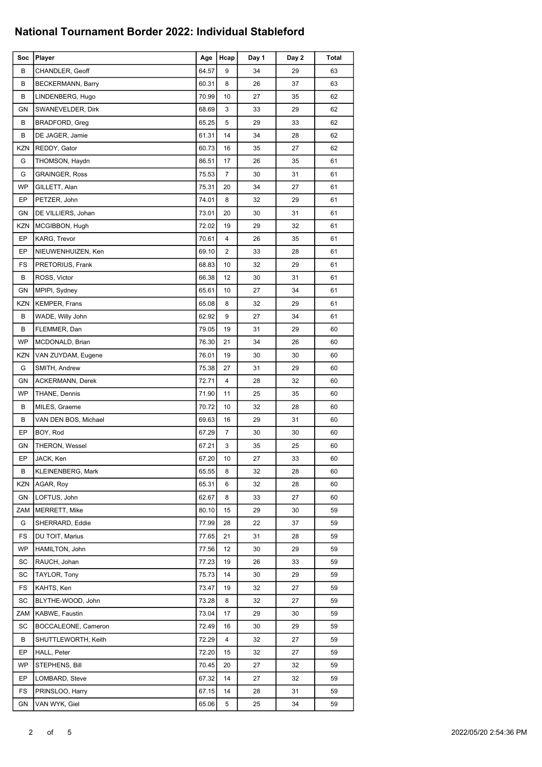# National Tournament Border 2022: Individual Stableford

| Soc | Player | Age | Hcap | Day 1 | Day 2 | Total |
|---|---|---|---|---|---|---|
| B | CHANDLER, Geoff | 64.57 | 9 | 34 | 29 | 63 |
| B | BECKERMANN, Barry | 60.31 | 8 | 26 | 37 | 63 |
| B | LINDENBERG, Hugo | 70.99 | 10 | 27 | 35 | 62 |
| GN | SWANEVELDER, Dirk | 68.69 | 3 | 33 | 29 | 62 |
| B | BRADFORD, Greg | 65.25 | 5 | 29 | 33 | 62 |
| B | DE JAGER, Jamie | 61.31 | 14 | 34 | 28 | 62 |
| KZN | REDDY, Gator | 60.73 | 16 | 35 | 27 | 62 |
| G | THOMSON, Haydn | 86.51 | 17 | 26 | 35 | 61 |
| G | GRAINGER, Ross | 75.53 | 7 | 30 | 31 | 61 |
| WP | GILLETT, Alan | 75.31 | 20 | 34 | 27 | 61 |
| EP | PETZER, John | 74.01 | 8 | 32 | 29 | 61 |
| GN | DE VILLIERS, Johan | 73.01 | 20 | 30 | 31 | 61 |
| KZN | MCGIBBON, Hugh | 72.02 | 19 | 29 | 32 | 61 |
| EP | KARG, Trevor | 70.61 | 4 | 26 | 35 | 61 |
| EP | NIEUWENHUIZEN, Ken | 69.10 | 2 | 33 | 28 | 61 |
| FS | PRETORIUS, Frank | 68.83 | 10 | 32 | 29 | 61 |
| B | ROSS, Victor | 66.38 | 12 | 30 | 31 | 61 |
| GN | MPIPI, Sydney | 65.61 | 10 | 27 | 34 | 61 |
| KZN | KEMPER, Frans | 65.08 | 8 | 32 | 29 | 61 |
| B | WADE, Willy John | 62.92 | 9 | 27 | 34 | 61 |
| B | FLEMMER, Dan | 79.05 | 19 | 31 | 29 | 60 |
| WP | MCDONALD, Brian | 76.30 | 21 | 34 | 26 | 60 |
| KZN | VAN ZUYDAM, Eugene | 76.01 | 19 | 30 | 30 | 60 |
| G | SMITH, Andrew | 75.38 | 27 | 31 | 29 | 60 |
| GN | ACKERMANN, Derek | 72.71 | 4 | 28 | 32 | 60 |
| WP | THANE, Dennis | 71.90 | 11 | 25 | 35 | 60 |
| B | MILES, Graeme | 70.72 | 10 | 32 | 28 | 60 |
| B | VAN DEN BOS, Michael | 69.63 | 16 | 29 | 31 | 60 |
| EP | BOY, Rod | 67.29 | 7 | 30 | 30 | 60 |
| GN | THERON, Wessel | 67.21 | 3 | 35 | 25 | 60 |
| EP | JACK, Ken | 67.20 | 10 | 27 | 33 | 60 |
| B | KLEINENBERG, Mark | 65.55 | 8 | 32 | 28 | 60 |
| KZN | AGAR, Roy | 65.31 | 6 | 32 | 28 | 60 |
| GN | LOFTUS, John | 62.67 | 8 | 33 | 27 | 60 |
| ZAM | MERRETT, Mike | 80.10 | 15 | 29 | 30 | 59 |
| G | SHERRARD, Eddie | 77.99 | 28 | 22 | 37 | 59 |
| FS | DU TOIT, Marius | 77.65 | 21 | 31 | 28 | 59 |
| WP | HAMILTON, John | 77.56 | 12 | 30 | 29 | 59 |
| SC | RAUCH, Johan | 77.23 | 19 | 26 | 33 | 59 |
| SC | TAYLOR, Tony | 75.73 | 14 | 30 | 29 | 59 |
| FS | KAHTS, Ken | 73.47 | 19 | 32 | 27 | 59 |
| SC | BLYTHE-WOOD, John | 73.28 | 8 | 32 | 27 | 59 |
| ZAM | KABWE, Faustin | 73.04 | 17 | 29 | 30 | 59 |
| SC | BOCCALEONE, Cameron | 72.49 | 16 | 30 | 29 | 59 |
| B | SHUTTLEWORTH, Keith | 72.29 | 4 | 32 | 27 | 59 |
| EP | HALL, Peter | 72.20 | 15 | 32 | 27 | 59 |
| WP | STEPHENS, Bill | 70.45 | 20 | 27 | 32 | 59 |
| EP | LOMBARD, Steve | 67.32 | 14 | 27 | 32 | 59 |
| FS | PRINSLOO, Harry | 67.15 | 14 | 28 | 31 | 59 |
| GN | VAN WYK, Giel | 65.06 | 5 | 25 | 34 | 59 |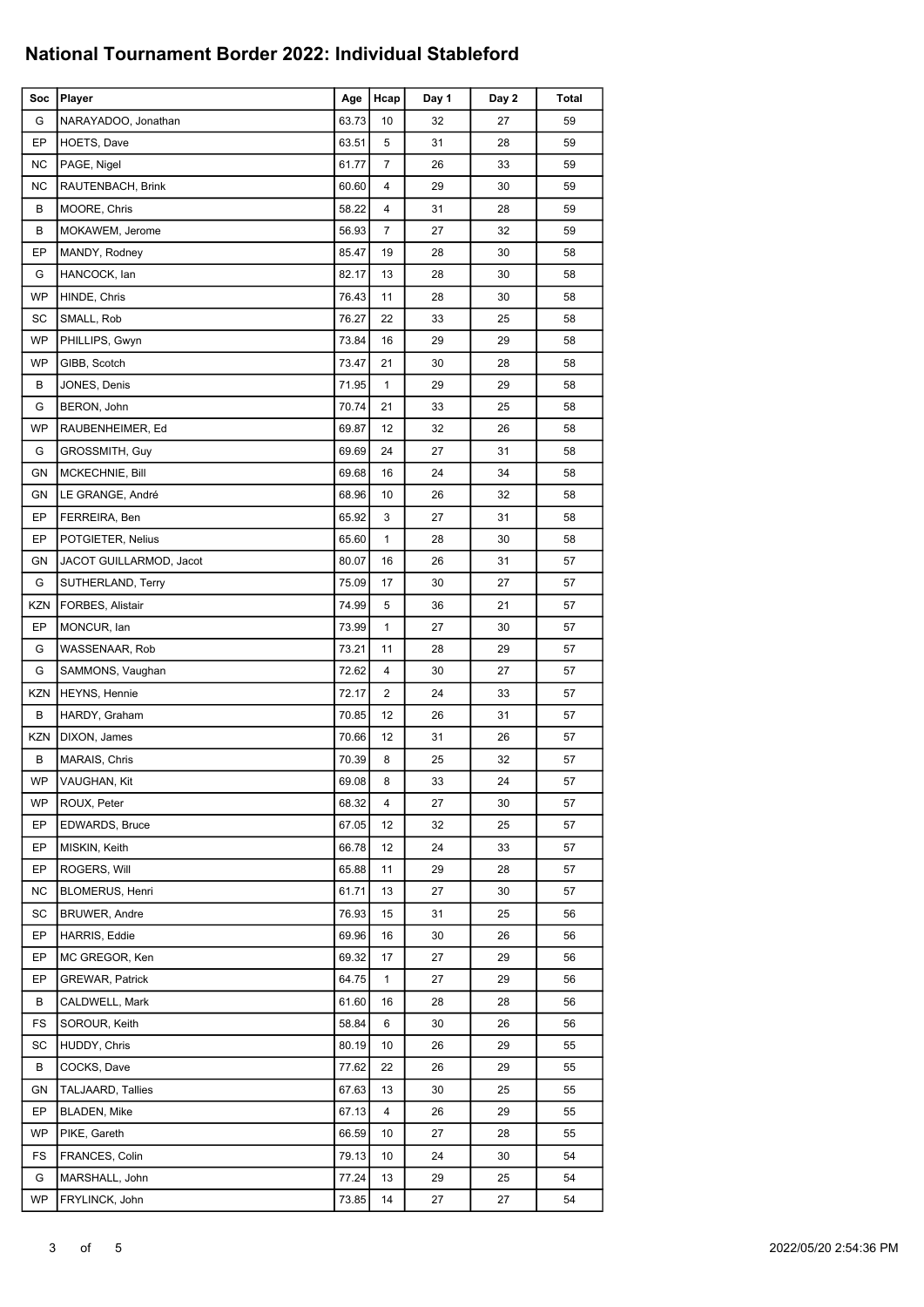## National Tournament Border 2022: Individual Stableford

| Soc | Player | Age | Hcap | Day 1 | Day 2 | Total |
|---|---|---|---|---|---|---|
| G | NARAYADOO, Jonathan | 63.73 | 10 | 32 | 27 | 59 |
| EP | HOETS, Dave | 63.51 | 5 | 31 | 28 | 59 |
| NC | PAGE, Nigel | 61.77 | 7 | 26 | 33 | 59 |
| NC | RAUTENBACH, Brink | 60.60 | 4 | 29 | 30 | 59 |
| B | MOORE, Chris | 58.22 | 4 | 31 | 28 | 59 |
| B | MOKAWEM, Jerome | 56.93 | 7 | 27 | 32 | 59 |
| EP | MANDY, Rodney | 85.47 | 19 | 28 | 30 | 58 |
| G | HANCOCK, Ian | 82.17 | 13 | 28 | 30 | 58 |
| WP | HINDE, Chris | 76.43 | 11 | 28 | 30 | 58 |
| SC | SMALL, Rob | 76.27 | 22 | 33 | 25 | 58 |
| WP | PHILLIPS, Gwyn | 73.84 | 16 | 29 | 29 | 58 |
| WP | GIBB, Scotch | 73.47 | 21 | 30 | 28 | 58 |
| B | JONES, Denis | 71.95 | 1 | 29 | 29 | 58 |
| G | BERON, John | 70.74 | 21 | 33 | 25 | 58 |
| WP | RAUBENHEIMER, Ed | 69.87 | 12 | 32 | 26 | 58 |
| G | GROSSMITH, Guy | 69.69 | 24 | 27 | 31 | 58 |
| GN | MCKECHNIE, Bill | 69.68 | 16 | 24 | 34 | 58 |
| GN | LE GRANGE, André | 68.96 | 10 | 26 | 32 | 58 |
| EP | FERREIRA, Ben | 65.92 | 3 | 27 | 31 | 58 |
| EP | POTGIETER, Nelius | 65.60 | 1 | 28 | 30 | 58 |
| GN | JACOT GUILLARMOD, Jacot | 80.07 | 16 | 26 | 31 | 57 |
| G | SUTHERLAND, Terry | 75.09 | 17 | 30 | 27 | 57 |
| KZN | FORBES, Alistair | 74.99 | 5 | 36 | 21 | 57 |
| EP | MONCUR, Ian | 73.99 | 1 | 27 | 30 | 57 |
| G | WASSENAAR, Rob | 73.21 | 11 | 28 | 29 | 57 |
| G | SAMMONS, Vaughan | 72.62 | 4 | 30 | 27 | 57 |
| KZN | HEYNS, Hennie | 72.17 | 2 | 24 | 33 | 57 |
| B | HARDY, Graham | 70.85 | 12 | 26 | 31 | 57 |
| KZN | DIXON, James | 70.66 | 12 | 31 | 26 | 57 |
| B | MARAIS, Chris | 70.39 | 8 | 25 | 32 | 57 |
| WP | VAUGHAN, Kit | 69.08 | 8 | 33 | 24 | 57 |
| WP | ROUX, Peter | 68.32 | 4 | 27 | 30 | 57 |
| EP | EDWARDS, Bruce | 67.05 | 12 | 32 | 25 | 57 |
| EP | MISKIN, Keith | 66.78 | 12 | 24 | 33 | 57 |
| EP | ROGERS, Will | 65.88 | 11 | 29 | 28 | 57 |
| NC | BLOMERUS, Henri | 61.71 | 13 | 27 | 30 | 57 |
| SC | BRUWER, Andre | 76.93 | 15 | 31 | 25 | 56 |
| EP | HARRIS, Eddie | 69.96 | 16 | 30 | 26 | 56 |
| EP | MC GREGOR, Ken | 69.32 | 17 | 27 | 29 | 56 |
| EP | GREWAR, Patrick | 64.75 | 1 | 27 | 29 | 56 |
| B | CALDWELL, Mark | 61.60 | 16 | 28 | 28 | 56 |
| FS | SOROUR, Keith | 58.84 | 6 | 30 | 26 | 56 |
| SC | HUDDY, Chris | 80.19 | 10 | 26 | 29 | 55 |
| B | COCKS, Dave | 77.62 | 22 | 26 | 29 | 55 |
| GN | TALJAARD, Tallies | 67.63 | 13 | 30 | 25 | 55 |
| EP | BLADEN, Mike | 67.13 | 4 | 26 | 29 | 55 |
| WP | PIKE, Gareth | 66.59 | 10 | 27 | 28 | 55 |
| FS | FRANCES, Colin | 79.13 | 10 | 24 | 30 | 54 |
| G | MARSHALL, John | 77.24 | 13 | 29 | 25 | 54 |
| WP | FRYLINCK, John | 73.85 | 14 | 27 | 27 | 54 |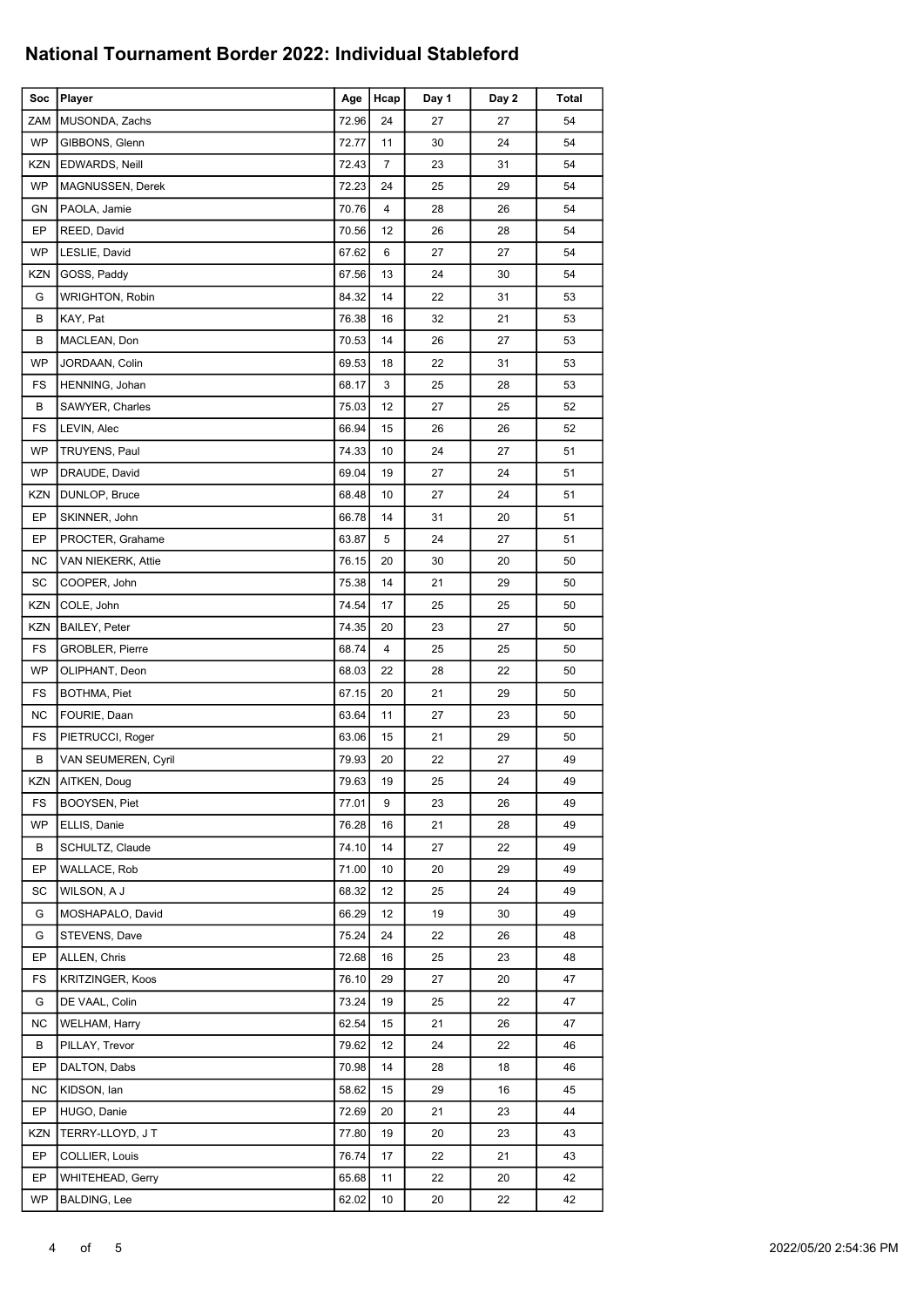# National Tournament Border 2022: Individual Stableford

| Soc | Player | Age | Hcap | Day 1 | Day 2 | Total |
|---|---|---|---|---|---|---|
| ZAM | MUSONDA, Zachs | 72.96 | 24 | 27 | 27 | 54 |
| WP | GIBBONS, Glenn | 72.77 | 11 | 30 | 24 | 54 |
| KZN | EDWARDS, Neill | 72.43 | 7 | 23 | 31 | 54 |
| WP | MAGNUSSEN, Derek | 72.23 | 24 | 25 | 29 | 54 |
| GN | PAOLA, Jamie | 70.76 | 4 | 28 | 26 | 54 |
| EP | REED, David | 70.56 | 12 | 26 | 28 | 54 |
| WP | LESLIE, David | 67.62 | 6 | 27 | 27 | 54 |
| KZN | GOSS, Paddy | 67.56 | 13 | 24 | 30 | 54 |
| G | WRIGHTON, Robin | 84.32 | 14 | 22 | 31 | 53 |
| B | KAY, Pat | 76.38 | 16 | 32 | 21 | 53 |
| B | MACLEAN, Don | 70.53 | 14 | 26 | 27 | 53 |
| WP | JORDAAN, Colin | 69.53 | 18 | 22 | 31 | 53 |
| FS | HENNING, Johan | 68.17 | 3 | 25 | 28 | 53 |
| B | SAWYER, Charles | 75.03 | 12 | 27 | 25 | 52 |
| FS | LEVIN, Alec | 66.94 | 15 | 26 | 26 | 52 |
| WP | TRUYENS, Paul | 74.33 | 10 | 24 | 27 | 51 |
| WP | DRAUDE, David | 69.04 | 19 | 27 | 24 | 51 |
| KZN | DUNLOP, Bruce | 68.48 | 10 | 27 | 24 | 51 |
| EP | SKINNER, John | 66.78 | 14 | 31 | 20 | 51 |
| EP | PROCTER, Grahame | 63.87 | 5 | 24 | 27 | 51 |
| NC | VAN NIEKERK, Attie | 76.15 | 20 | 30 | 20 | 50 |
| SC | COOPER, John | 75.38 | 14 | 21 | 29 | 50 |
| KZN | COLE, John | 74.54 | 17 | 25 | 25 | 50 |
| KZN | BAILEY, Peter | 74.35 | 20 | 23 | 27 | 50 |
| FS | GROBLER, Pierre | 68.74 | 4 | 25 | 25 | 50 |
| WP | OLIPHANT, Deon | 68.03 | 22 | 28 | 22 | 50 |
| FS | BOTHMA, Piet | 67.15 | 20 | 21 | 29 | 50 |
| NC | FOURIE, Daan | 63.64 | 11 | 27 | 23 | 50 |
| FS | PIETRUCCI, Roger | 63.06 | 15 | 21 | 29 | 50 |
| B | VAN SEUMEREN, Cyril | 79.93 | 20 | 22 | 27 | 49 |
| KZN | AITKEN, Doug | 79.63 | 19 | 25 | 24 | 49 |
| FS | BOOYSEN, Piet | 77.01 | 9 | 23 | 26 | 49 |
| WP | ELLIS, Danie | 76.28 | 16 | 21 | 28 | 49 |
| B | SCHULTZ, Claude | 74.10 | 14 | 27 | 22 | 49 |
| EP | WALLACE, Rob | 71.00 | 10 | 20 | 29 | 49 |
| SC | WILSON, A J | 68.32 | 12 | 25 | 24 | 49 |
| G | MOSHAPALO, David | 66.29 | 12 | 19 | 30 | 49 |
| G | STEVENS, Dave | 75.24 | 24 | 22 | 26 | 48 |
| EP | ALLEN, Chris | 72.68 | 16 | 25 | 23 | 48 |
| FS | KRITZINGER, Koos | 76.10 | 29 | 27 | 20 | 47 |
| G | DE VAAL, Colin | 73.24 | 19 | 25 | 22 | 47 |
| NC | WELHAM, Harry | 62.54 | 15 | 21 | 26 | 47 |
| B | PILLAY, Trevor | 79.62 | 12 | 24 | 22 | 46 |
| EP | DALTON, Dabs | 70.98 | 14 | 28 | 18 | 46 |
| NC | KIDSON, Ian | 58.62 | 15 | 29 | 16 | 45 |
| EP | HUGO, Danie | 72.69 | 20 | 21 | 23 | 44 |
| KZN | TERRY-LLOYD, J T | 77.80 | 19 | 20 | 23 | 43 |
| EP | COLLIER, Louis | 76.74 | 17 | 22 | 21 | 43 |
| EP | WHITEHEAD, Gerry | 65.68 | 11 | 22 | 20 | 42 |
| WP | BALDING, Lee | 62.02 | 10 | 20 | 22 | 42 |

2022/05/20 2:54:36 PM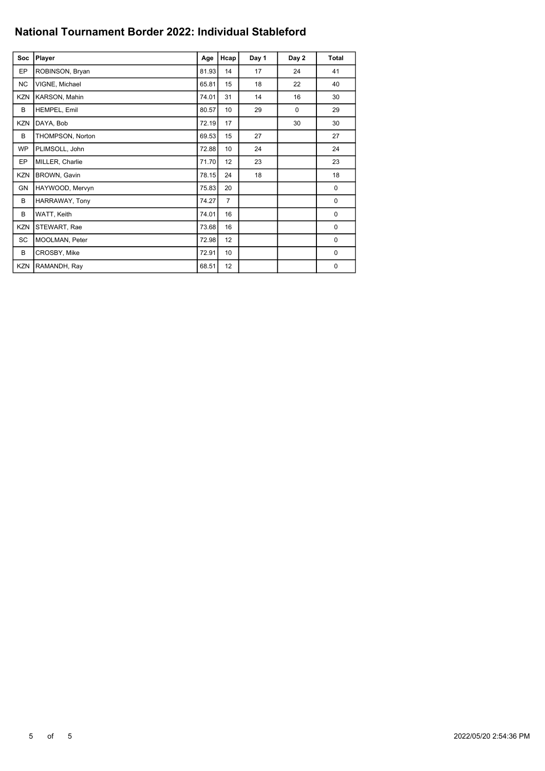## National Tournament Border 2022: Individual Stableford

| Soc | Player | Age | Hcap | Day 1 | Day 2 | Total |
|---|---|---|---|---|---|---|
| EP | ROBINSON, Bryan | 81.93 | 14 | 17 | 24 | 41 |
| NC | VIGNE, Michael | 65.81 | 15 | 18 | 22 | 40 |
| KZN | KARSON, Mahin | 74.01 | 31 | 14 | 16 | 30 |
| B | HEMPEL, Emil | 80.57 | 10 | 29 | 0 | 29 |
| KZN | DAYA, Bob | 72.19 | 17 | | 30 | 30 |
| B | THOMPSON, Norton | 69.53 | 15 | 27 | | 27 |
| WP | PLIMSOLL, John | 72.88 | 10 | 24 | | 24 |
| EP | MILLER, Charlie | 71.70 | 12 | 23 | | 23 |
| KZN | BROWN, Gavin | 78.15 | 24 | 18 | | 18 |
| GN | HAYWOOD, Mervyn | 75.83 | 20 | | | 0 |
| B | HARRAWAY, Tony | 74.27 | 7 | | | 0 |
| B | WATT, Keith | 74.01 | 16 | | | 0 |
| KZN | STEWART, Rae | 73.68 | 16 | | | 0 |
| SC | MOOLMAN, Peter | 72.98 | 12 | | | 0 |
| B | CROSBY, Mike | 72.91 | 10 | | | 0 |
| KZN | RAMANDH, Ray | 68.51 | 12 | | | 0 |

2022/05/20 2:54:36 PM